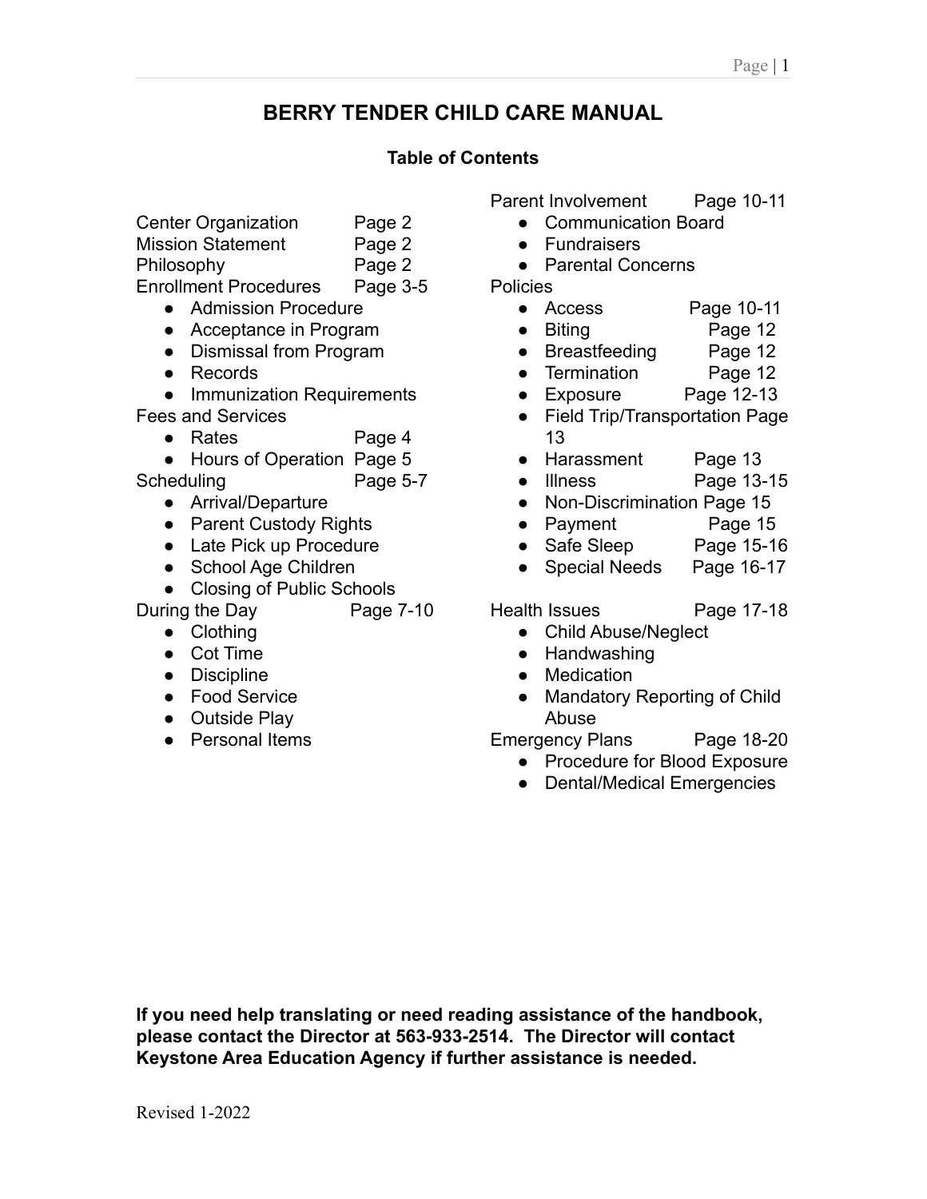# BERRY TENDER CHILD CARE MANUAL

## Table of Contents

- Center Organization Page 2
- Mission Statement Page 2
- Philosophy Page 2
- Enrollment Procedures Page 3-5
  - Admission Procedure
  - Acceptance in Program
  - Dismissal from Program
  - Records
  - Immunization Requirements
- Fees and Services
  - Rates Page 4
  - Hours of Operation Page 5
- Scheduling Page 5-7
  - Arrival/Departure
  - Parent Custody Rights
  - Late Pick up Procedure
  - School Age Children
  - Closing of Public Schools
- During the Day Page 7-10
  - Clothing
  - Cot Time
  - Discipline
  - Food Service
  - Outside Play
  - Personal Items
- Parent Involvement Page 10-11
  - Communication Board
  - Fundraisers
  - Parental Concerns
- Policies
  - Access Page 10-11
  - Biting Page 12
  - Breastfeeding Page 12
  - Termination Page 12
  - Exposure Page 12-13
  - Field Trip/Transportation Page 13
  - Harassment Page 13
  - Illness Page 13-15
  - Non-Discrimination Page 15
  - Payment Page 15
  - Safe Sleep Page 15-16
  - Special Needs Page 16-17
- Health Issues Page 17-18
  - Child Abuse/Neglect
  - Handwashing
  - Medication
  - Mandatory Reporting of Child Abuse
- Emergency Plans Page 18-20
  - Procedure for Blood Exposure
  - Dental/Medical Emergencies

**If you need help translating or need reading assistance of the handbook, please contact the Director at 563-933-2514. The Director will contact Keystone Area Education Agency if further assistance is needed.**

Revised 1-2022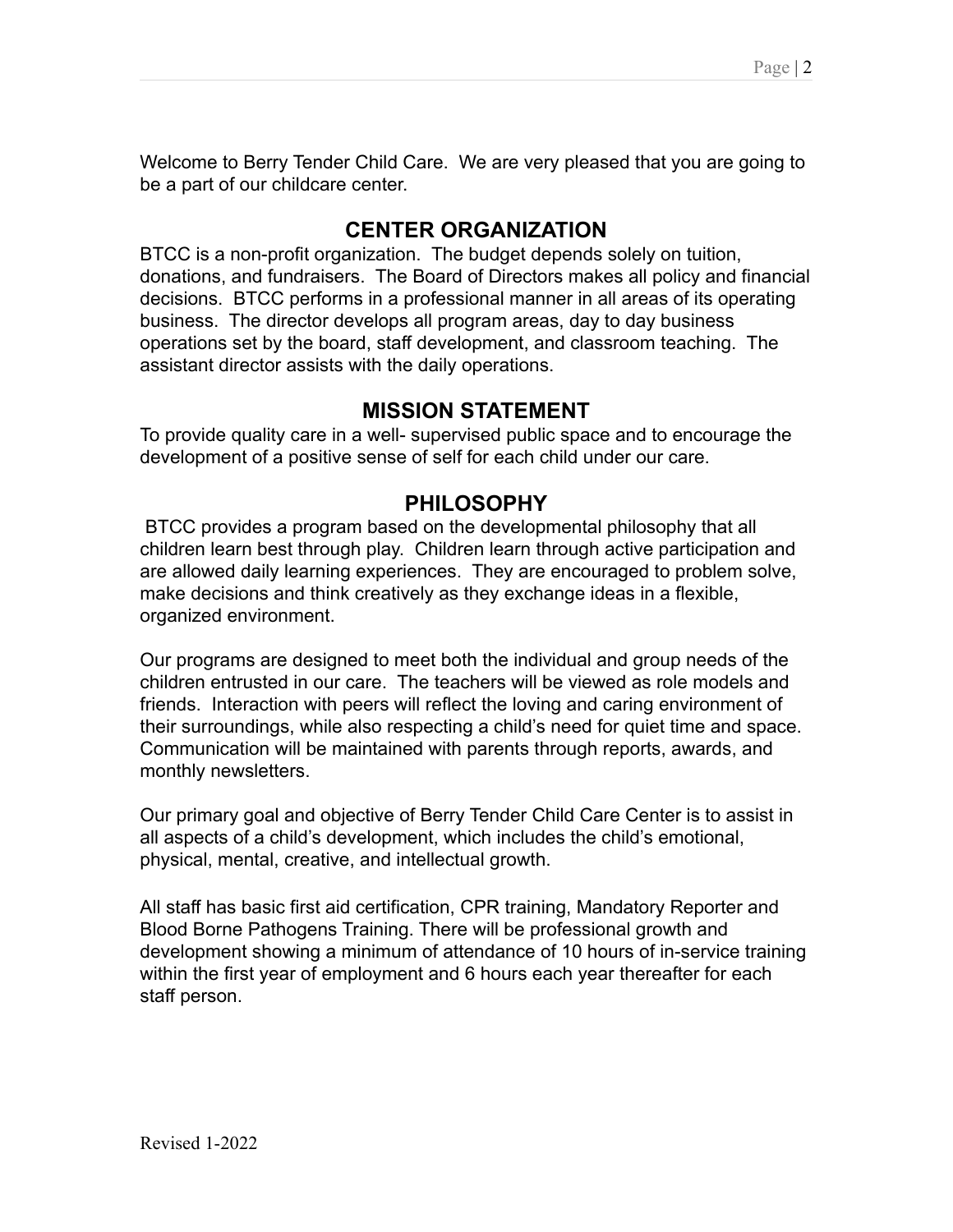Welcome to Berry Tender Child Care. We are very pleased that you are going to be a part of our childcare center.

## CENTER ORGANIZATION

BTCC is a non-profit organization. The budget depends solely on tuition, donations, and fundraisers. The Board of Directors makes all policy and financial decisions. BTCC performs in a professional manner in all areas of its operating business. The director develops all program areas, day to day business operations set by the board, staff development, and classroom teaching. The assistant director assists with the daily operations.

## MISSION STATEMENT

To provide quality care in a well- supervised public space and to encourage the development of a positive sense of self for each child under our care.

## PHILOSOPHY

BTCC provides a program based on the developmental philosophy that all children learn best through play. Children learn through active participation and are allowed daily learning experiences. They are encouraged to problem solve, make decisions and think creatively as they exchange ideas in a flexible, organized environment.

Our programs are designed to meet both the individual and group needs of the children entrusted in our care. The teachers will be viewed as role models and friends. Interaction with peers will reflect the loving and caring environment of their surroundings, while also respecting a child's need for quiet time and space. Communication will be maintained with parents through reports, awards, and monthly newsletters.

Our primary goal and objective of Berry Tender Child Care Center is to assist in all aspects of a child's development, which includes the child's emotional, physical, mental, creative, and intellectual growth.

All staff has basic first aid certification, CPR training, Mandatory Reporter and Blood Borne Pathogens Training. There will be professional growth and development showing a minimum of attendance of 10 hours of in-service training within the first year of employment and 6 hours each year thereafter for each staff person.

Revised 1-2022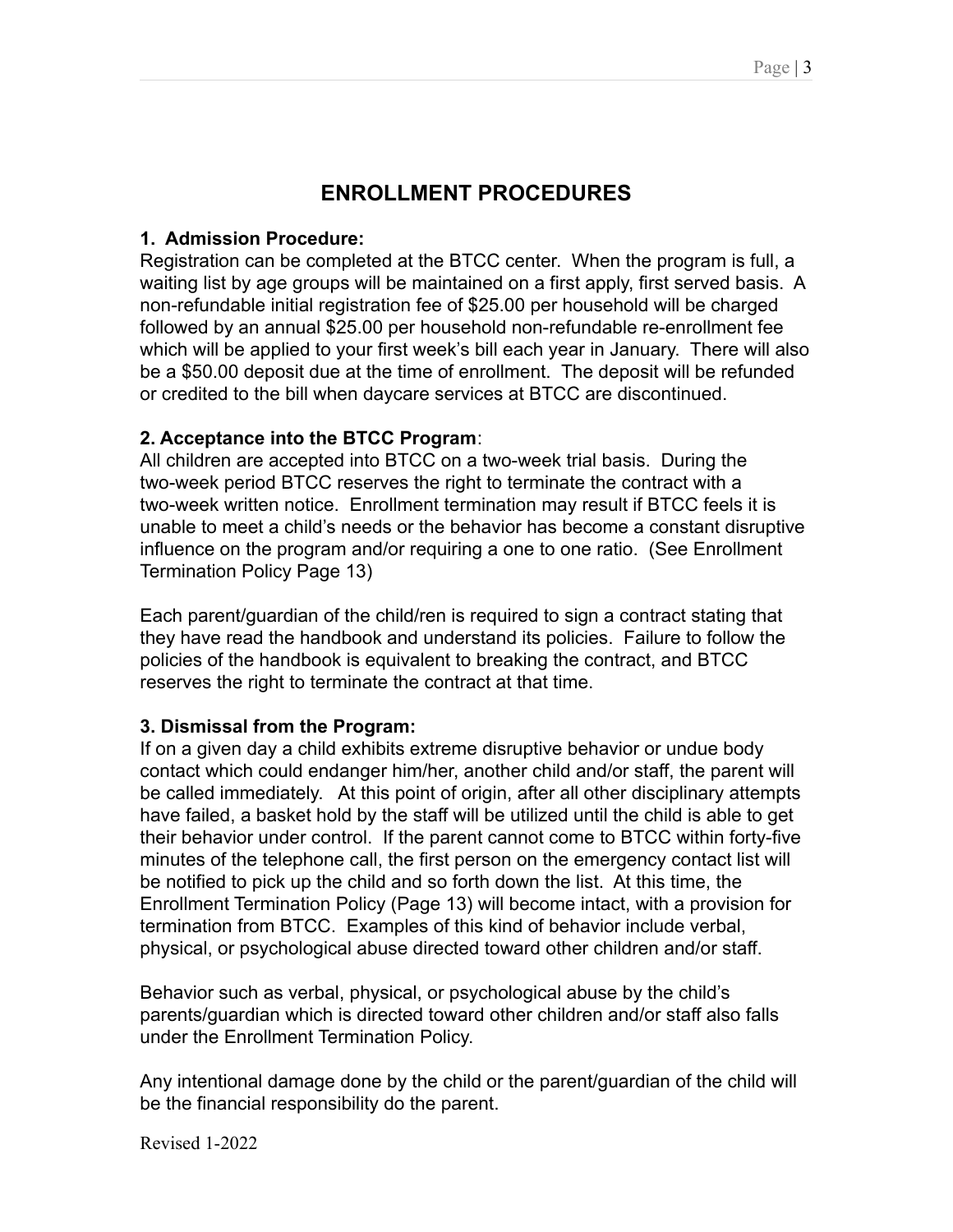# ENROLLMENT PROCEDURES

**1. Admission Procedure:**
Registration can be completed at the BTCC center. When the program is full, a waiting list by age groups will be maintained on a first apply, first served basis. A non-refundable initial registration fee of $25.00 per household will be charged followed by an annual $25.00 per household non-refundable re-enrollment fee which will be applied to your first week's bill each year in January. There will also be a $50.00 deposit due at the time of enrollment. The deposit will be refunded or credited to the bill when daycare services at BTCC are discontinued.

**2. Acceptance into the BTCC Program**:
All children are accepted into BTCC on a two-week trial basis. During the two-week period BTCC reserves the right to terminate the contract with a two-week written notice. Enrollment termination may result if BTCC feels it is unable to meet a child's needs or the behavior has become a constant disruptive influence on the program and/or requiring a one to one ratio. (See Enrollment Termination Policy Page 13)

Each parent/guardian of the child/ren is required to sign a contract stating that they have read the handbook and understand its policies. Failure to follow the policies of the handbook is equivalent to breaking the contract, and BTCC reserves the right to terminate the contract at that time.

**3. Dismissal from the Program:**
If on a given day a child exhibits extreme disruptive behavior or undue body contact which could endanger him/her, another child and/or staff, the parent will be called immediately. At this point of origin, after all other disciplinary attempts have failed, a basket hold by the staff will be utilized until the child is able to get their behavior under control. If the parent cannot come to BTCC within forty-five minutes of the telephone call, the first person on the emergency contact list will be notified to pick up the child and so forth down the list. At this time, the Enrollment Termination Policy (Page 13) will become intact, with a provision for termination from BTCC. Examples of this kind of behavior include verbal, physical, or psychological abuse directed toward other children and/or staff.

Behavior such as verbal, physical, or psychological abuse by the child's parents/guardian which is directed toward other children and/or staff also falls under the Enrollment Termination Policy.

Any intentional damage done by the child or the parent/guardian of the child will be the financial responsibility do the parent.

Revised 1-2022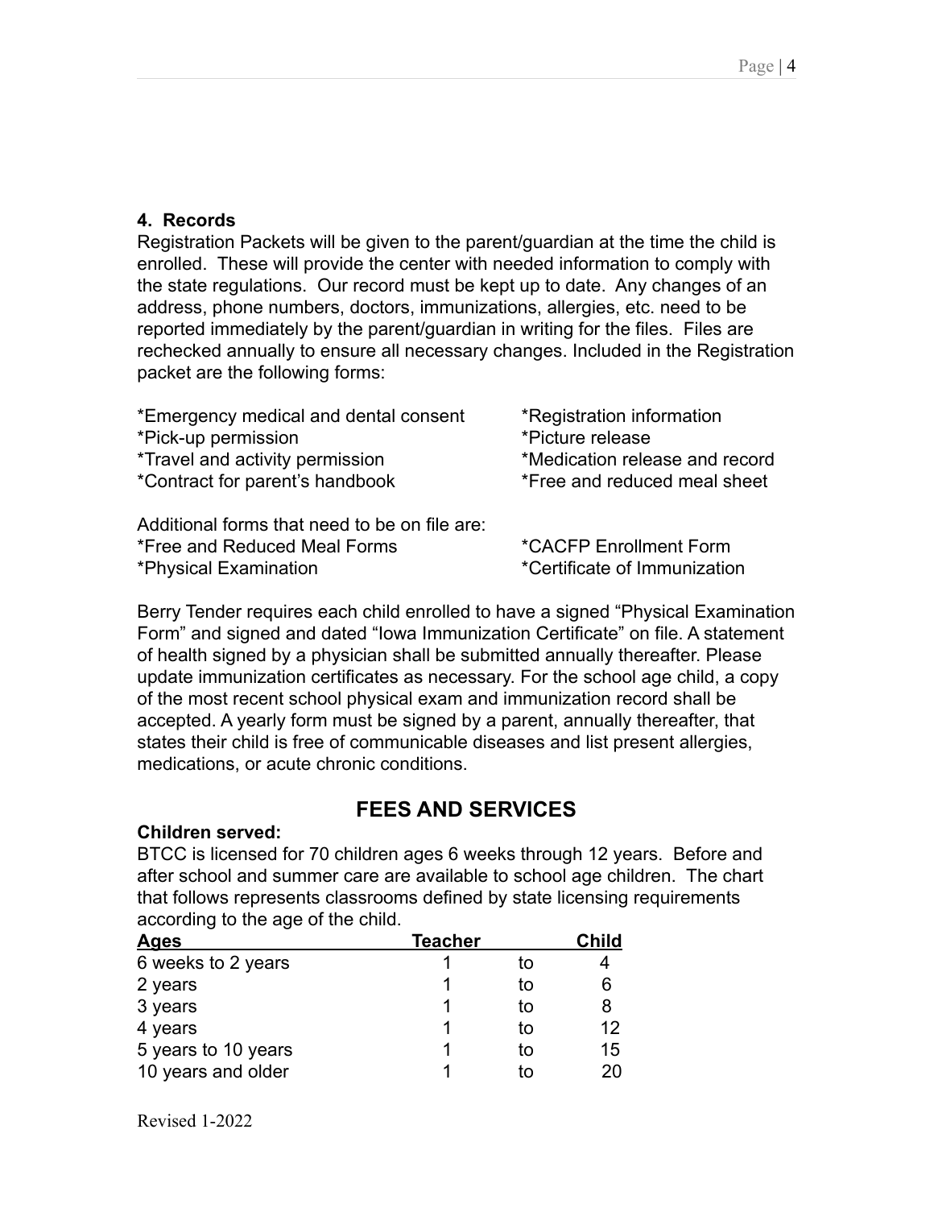### 4. Records

Registration Packets will be given to the parent/guardian at the time the child is enrolled. These will provide the center with needed information to comply with the state regulations. Our record must be kept up to date. Any changes of an address, phone numbers, doctors, immunizations, allergies, etc. need to be reported immediately by the parent/guardian in writing for the files. Files are rechecked annually to ensure all necessary changes. Included in the Registration packet are the following forms:

*Emergency medical and dental consent
*Pick-up permission
*Travel and activity permission
*Contract for parent's handbook
*Registration information
*Picture release
*Medication release and record
*Free and reduced meal sheet

Additional forms that need to be on file are:
*Free and Reduced Meal Forms
*Physical Examination
*CACFP Enrollment Form
*Certificate of Immunization

Berry Tender requires each child enrolled to have a signed "Physical Examination Form" and signed and dated "Iowa Immunization Certificate" on file. A statement of health signed by a physician shall be submitted annually thereafter. Please update immunization certificates as necessary. For the school age child, a copy of the most recent school physical exam and immunization record shall be accepted. A yearly form must be signed by a parent, annually thereafter, that states their child is free of communicable diseases and list present allergies, medications, or acute chronic conditions.

## FEES AND SERVICES

**Children served:**
BTCC is licensed for 70 children ages 6 weeks through 12 years. Before and after school and summer care are available to school age children. The chart that follows represents classrooms defined by state licensing requirements according to the age of the child.

| Ages | Teacher | | Child |
|---|---|---|---|
| 6 weeks to 2 years | 1 | to | 4 |
| 2 years | 1 | to | 6 |
| 3 years | 1 | to | 8 |
| 4 years | 1 | to | 12 |
| 5 years to 10 years | 1 | to | 15 |
| 10 years and older | 1 | to | 20 |

Revised 1-2022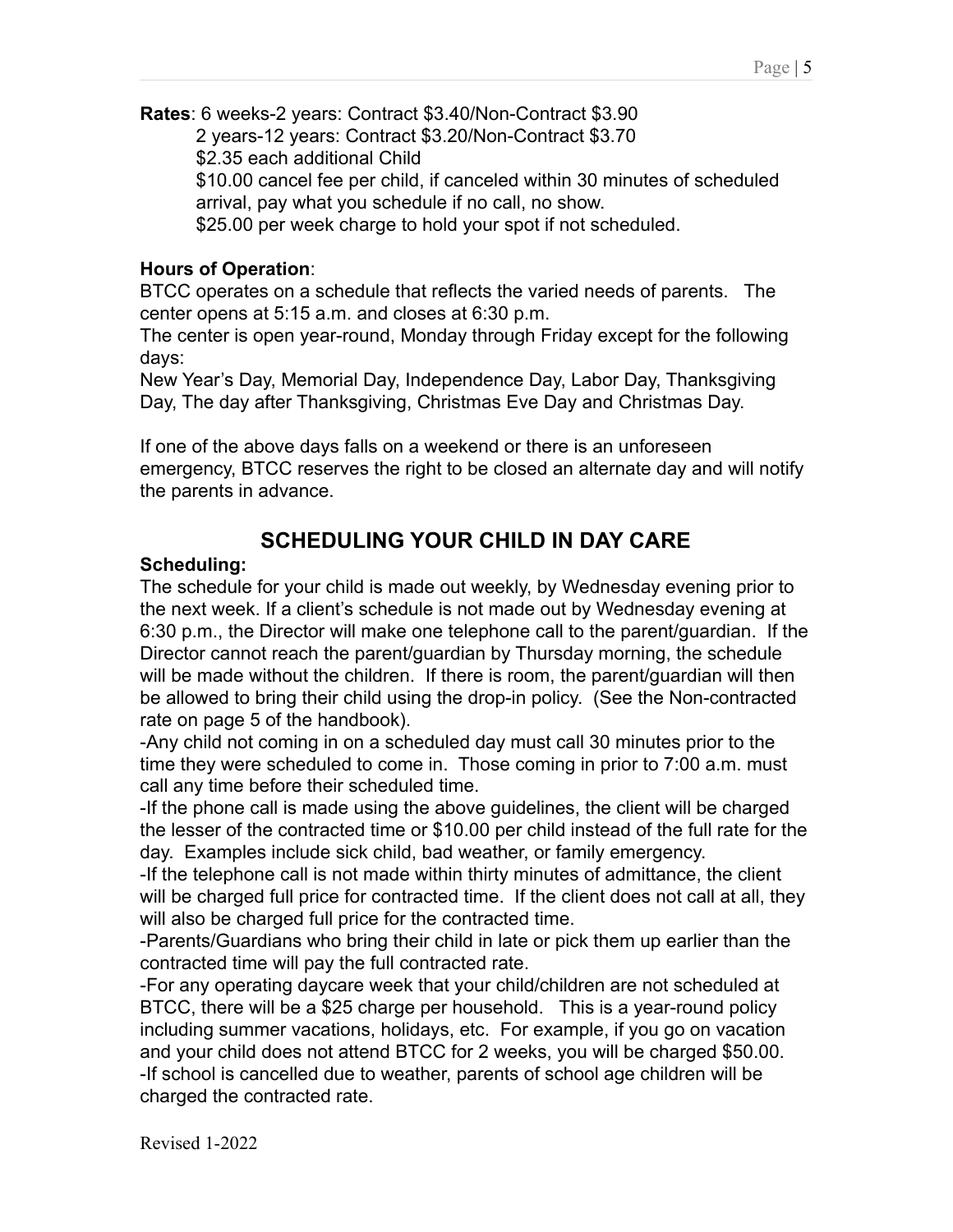**Rates**: 6 weeks-2 years: Contract $3.40/Non-Contract $3.90

2 years-12 years: Contract $3.20/Non-Contract $3.70

$2.35 each additional Child

$10.00 cancel fee per child, if canceled within 30 minutes of scheduled arrival, pay what you schedule if no call, no show.

$25.00 per week charge to hold your spot if not scheduled.

**Hours of Operation**:

BTCC operates on a schedule that reflects the varied needs of parents. The center opens at 5:15 a.m. and closes at 6:30 p.m.

The center is open year-round, Monday through Friday except for the following days:

New Year's Day, Memorial Day, Independence Day, Labor Day, Thanksgiving Day, The day after Thanksgiving, Christmas Eve Day and Christmas Day.

If one of the above days falls on a weekend or there is an unforeseen emergency, BTCC reserves the right to be closed an alternate day and will notify the parents in advance.

## SCHEDULING YOUR CHILD IN DAY CARE

**Scheduling:**

The schedule for your child is made out weekly, by Wednesday evening prior to the next week. If a client's schedule is not made out by Wednesday evening at 6:30 p.m., the Director will make one telephone call to the parent/guardian. If the Director cannot reach the parent/guardian by Thursday morning, the schedule will be made without the children. If there is room, the parent/guardian will then be allowed to bring their child using the drop-in policy. (See the Non-contracted rate on page 5 of the handbook).

-Any child not coming in on a scheduled day must call 30 minutes prior to the time they were scheduled to come in. Those coming in prior to 7:00 a.m. must call any time before their scheduled time.

-If the phone call is made using the above guidelines, the client will be charged the lesser of the contracted time or $10.00 per child instead of the full rate for the day. Examples include sick child, bad weather, or family emergency.

-If the telephone call is not made within thirty minutes of admittance, the client will be charged full price for contracted time. If the client does not call at all, they will also be charged full price for the contracted time.

-Parents/Guardians who bring their child in late or pick them up earlier than the contracted time will pay the full contracted rate.

-For any operating daycare week that your child/children are not scheduled at BTCC, there will be a $25 charge per household. This is a year-round policy including summer vacations, holidays, etc. For example, if you go on vacation and your child does not attend BTCC for 2 weeks, you will be charged $50.00.

-If school is cancelled due to weather, parents of school age children will be charged the contracted rate.

Revised 1-2022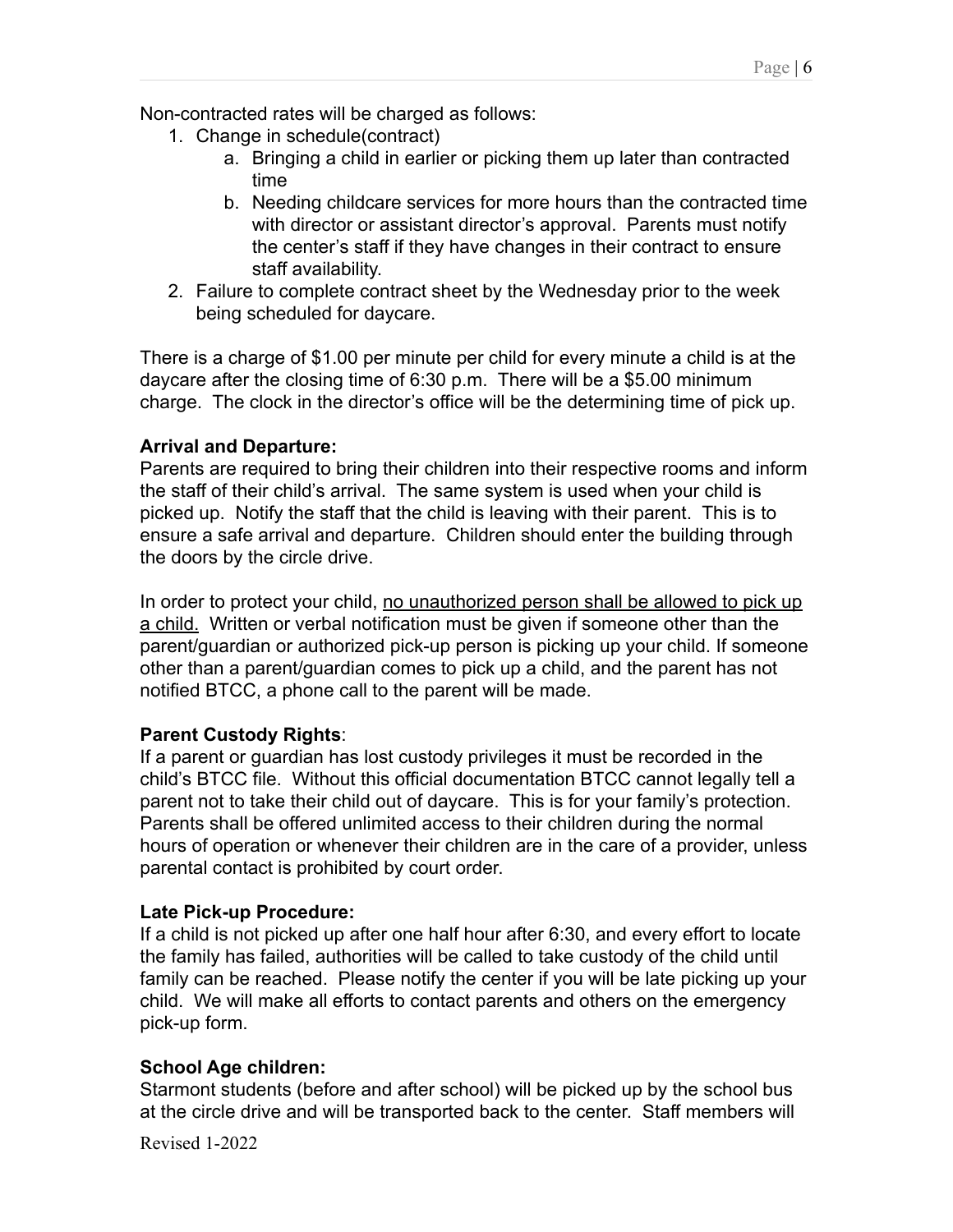Non-contracted rates will be charged as follows:

1. Change in schedule(contract)
   a. Bringing a child in earlier or picking them up later than contracted time
   b. Needing childcare services for more hours than the contracted time with director or assistant director's approval. Parents must notify the center's staff if they have changes in their contract to ensure staff availability.
2. Failure to complete contract sheet by the Wednesday prior to the week being scheduled for daycare.

There is a charge of $1.00 per minute per child for every minute a child is at the daycare after the closing time of 6:30 p.m. There will be a $5.00 minimum charge. The clock in the director's office will be the determining time of pick up.

**Arrival and Departure:**
Parents are required to bring their children into their respective rooms and inform the staff of their child's arrival. The same system is used when your child is picked up. Notify the staff that the child is leaving with their parent. This is to ensure a safe arrival and departure. Children should enter the building through the doors by the circle drive.

In order to protect your child, <u>no unauthorized person shall be allowed to pick up a child.</u> Written or verbal notification must be given if someone other than the parent/guardian or authorized pick-up person is picking up your child. If someone other than a parent/guardian comes to pick up a child, and the parent has not notified BTCC, a phone call to the parent will be made.

**Parent Custody Rights**:
If a parent or guardian has lost custody privileges it must be recorded in the child's BTCC file. Without this official documentation BTCC cannot legally tell a parent not to take their child out of daycare. This is for your family's protection. Parents shall be offered unlimited access to their children during the normal hours of operation or whenever their children are in the care of a provider, unless parental contact is prohibited by court order.

**Late Pick-up Procedure:**
If a child is not picked up after one half hour after 6:30, and every effort to locate the family has failed, authorities will be called to take custody of the child until family can be reached. Please notify the center if you will be late picking up your child. We will make all efforts to contact parents and others on the emergency pick-up form.

**School Age children:**
Starmont students (before and after school) will be picked up by the school bus at the circle drive and will be transported back to the center. Staff members will

Revised 1-2022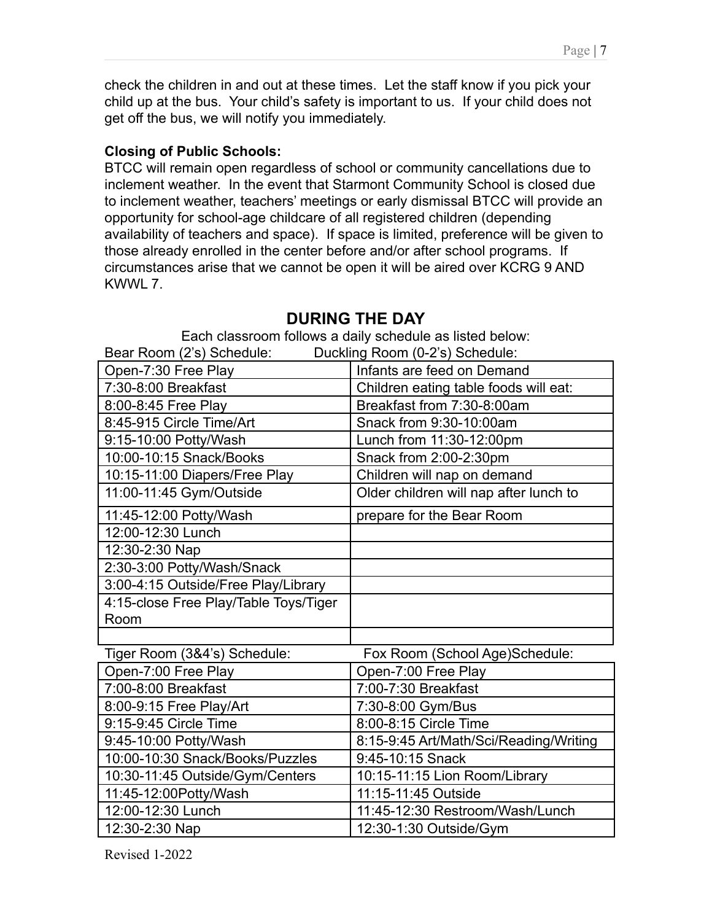check the children in and out at these times. Let the staff know if you pick your child up at the bus. Your child's safety is important to us. If your child does not get off the bus, we will notify you immediately.

**Closing of Public Schools:**
BTCC will remain open regardless of school or community cancellations due to inclement weather. In the event that Starmont Community School is closed due to inclement weather, teachers' meetings or early dismissal BTCC will provide an opportunity for school-age childcare of all registered children (depending availability of teachers and space). If space is limited, preference will be given to those already enrolled in the center before and/or after school programs. If circumstances arise that we cannot be open it will be aired over KCRG 9 AND KWWL 7.

## DURING THE DAY

Each classroom follows a daily schedule as listed below:

| Bear Room (2's) Schedule: | Duckling Room (0-2's) Schedule: |
|---|---|
| Open-7:30 Free Play | Infants are feed on Demand |
| 7:30-8:00 Breakfast | Children eating table foods will eat: |
| 8:00-8:45 Free Play | Breakfast from 7:30-8:00am |
| 8:45-915 Circle Time/Art | Snack from 9:30-10:00am |
| 9:15-10:00 Potty/Wash | Lunch from 11:30-12:00pm |
| 10:00-10:15 Snack/Books | Snack from 2:00-2:30pm |
| 10:15-11:00 Diapers/Free Play | Children will nap on demand |
| 11:00-11:45 Gym/Outside | Older children will nap after lunch to |
| 11:45-12:00 Potty/Wash | prepare for the Bear Room |
| 12:00-12:30 Lunch | |
| 12:30-2:30 Nap | |
| 2:30-3:00 Potty/Wash/Snack | |
| 3:00-4:15 Outside/Free Play/Library | |
| 4:15-close Free Play/Table Toys/Tiger Room | |
| | |

| Tiger Room (3&4's) Schedule: | Fox Room (School Age)Schedule: |
|---|---|
| Open-7:00 Free Play | Open-7:00 Free Play |
| 7:00-8:00 Breakfast | 7:00-7:30 Breakfast |
| 8:00-9:15 Free Play/Art | 7:30-8:00 Gym/Bus |
| 9:15-9:45 Circle Time | 8:00-8:15 Circle Time |
| 9:45-10:00 Potty/Wash | 8:15-9:45 Art/Math/Sci/Reading/Writing |
| 10:00-10:30 Snack/Books/Puzzles | 9:45-10:15 Snack |
| 10:30-11:45 Outside/Gym/Centers | 10:15-11:15 Lion Room/Library |
| 11:45-12:00Potty/Wash | 11:15-11:45 Outside |
| 12:00-12:30 Lunch | 11:45-12:30 Restroom/Wash/Lunch |
| 12:30-2:30 Nap | 12:30-1:30 Outside/Gym |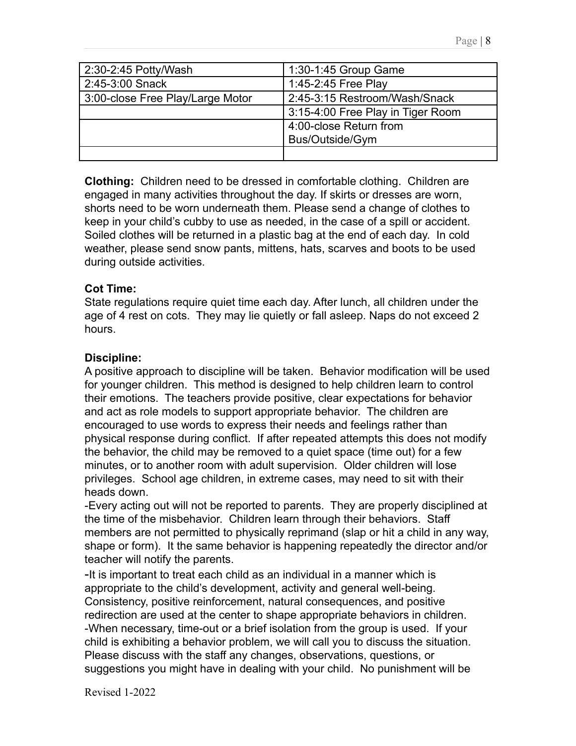| 2:30-2:45 Potty/Wash | 1:30-1:45 Group Game |
|---|---|
| 2:45-3:00 Snack | 1:45-2:45 Free Play |
| 3:00-close Free Play/Large Motor | 2:45-3:15 Restroom/Wash/Snack |
| | 3:15-4:00 Free Play in Tiger Room |
| | 4:00-close Return from Bus/Outside/Gym |
| | |

**Clothing:** Children need to be dressed in comfortable clothing. Children are engaged in many activities throughout the day. If skirts or dresses are worn, shorts need to be worn underneath them. Please send a change of clothes to keep in your child's cubby to use as needed, in the case of a spill or accident. Soiled clothes will be returned in a plastic bag at the end of each day. In cold weather, please send snow pants, mittens, hats, scarves and boots to be used during outside activities.

**Cot Time:**
State regulations require quiet time each day. After lunch, all children under the age of 4 rest on cots. They may lie quietly or fall asleep. Naps do not exceed 2 hours.

**Discipline:**
A positive approach to discipline will be taken. Behavior modification will be used for younger children. This method is designed to help children learn to control their emotions. The teachers provide positive, clear expectations for behavior and act as role models to support appropriate behavior. The children are encouraged to use words to express their needs and feelings rather than physical response during conflict. If after repeated attempts this does not modify the behavior, the child may be removed to a quiet space (time out) for a few minutes, or to another room with adult supervision. Older children will lose privileges. School age children, in extreme cases, may need to sit with their heads down.

-Every acting out will not be reported to parents. They are properly disciplined at the time of the misbehavior. Children learn through their behaviors. Staff members are not permitted to physically reprimand (slap or hit a child in any way, shape or form). It the same behavior is happening repeatedly the director and/or teacher will notify the parents.

-It is important to treat each child as an individual in a manner which is appropriate to the child's development, activity and general well-being. Consistency, positive reinforcement, natural consequences, and positive redirection are used at the center to shape appropriate behaviors in children.

-When necessary, time-out or a brief isolation from the group is used. If your child is exhibiting a behavior problem, we will call you to discuss the situation. Please discuss with the staff any changes, observations, questions, or suggestions you might have in dealing with your child. No punishment will be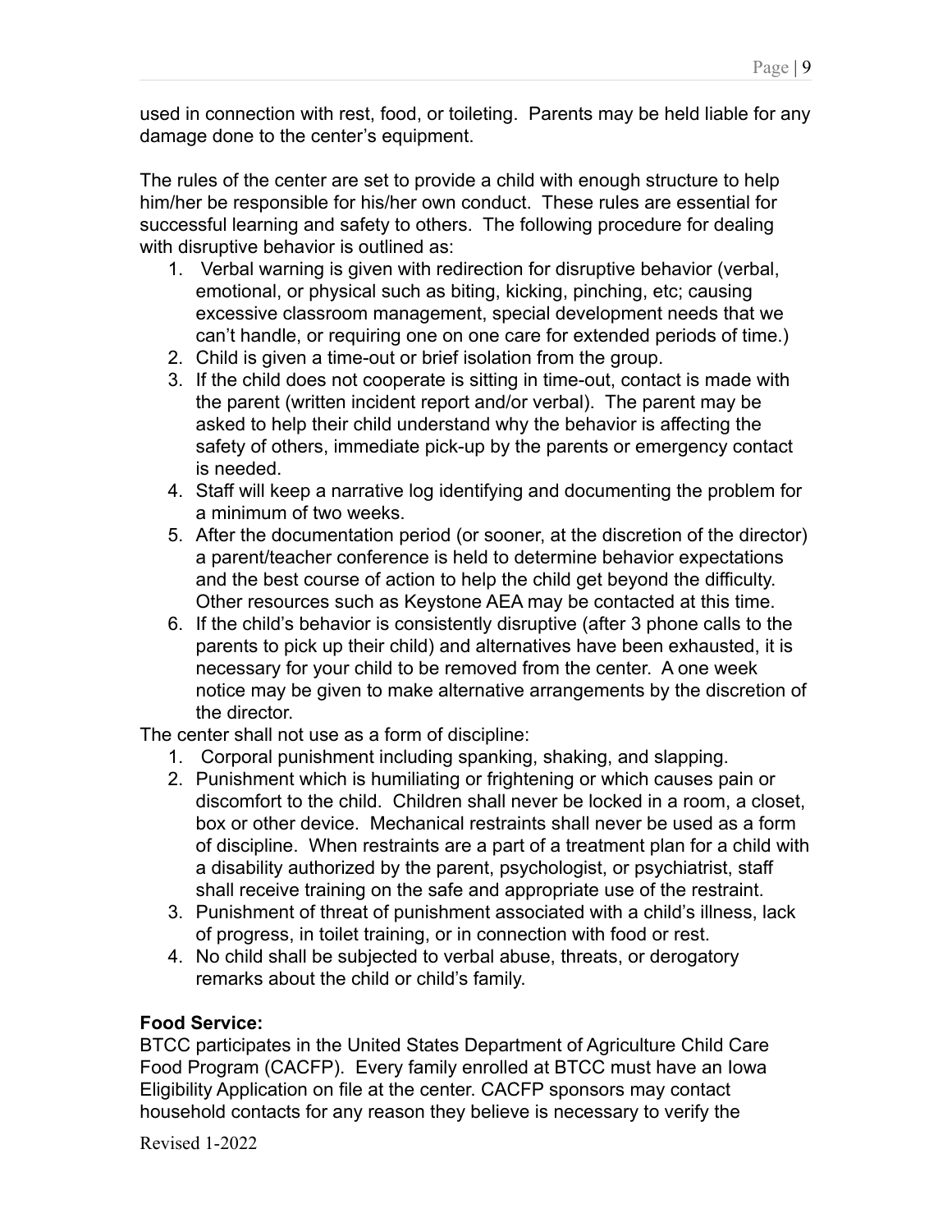used in connection with rest, food, or toileting. Parents may be held liable for any damage done to the center's equipment.

The rules of the center are set to provide a child with enough structure to help him/her be responsible for his/her own conduct. These rules are essential for successful learning and safety to others. The following procedure for dealing with disruptive behavior is outlined as:

1. Verbal warning is given with redirection for disruptive behavior (verbal, emotional, or physical such as biting, kicking, pinching, etc; causing excessive classroom management, special development needs that we can't handle, or requiring one on one care for extended periods of time.)
2. Child is given a time-out or brief isolation from the group.
3. If the child does not cooperate is sitting in time-out, contact is made with the parent (written incident report and/or verbal). The parent may be asked to help their child understand why the behavior is affecting the safety of others, immediate pick-up by the parents or emergency contact is needed.
4. Staff will keep a narrative log identifying and documenting the problem for a minimum of two weeks.
5. After the documentation period (or sooner, at the discretion of the director) a parent/teacher conference is held to determine behavior expectations and the best course of action to help the child get beyond the difficulty. Other resources such as Keystone AEA may be contacted at this time.
6. If the child's behavior is consistently disruptive (after 3 phone calls to the parents to pick up their child) and alternatives have been exhausted, it is necessary for your child to be removed from the center. A one week notice may be given to make alternative arrangements by the discretion of the director.

The center shall not use as a form of discipline:

1. Corporal punishment including spanking, shaking, and slapping.
2. Punishment which is humiliating or frightening or which causes pain or discomfort to the child. Children shall never be locked in a room, a closet, box or other device. Mechanical restraints shall never be used as a form of discipline. When restraints are a part of a treatment plan for a child with a disability authorized by the parent, psychologist, or psychiatrist, staff shall receive training on the safe and appropriate use of the restraint.
3. Punishment of threat of punishment associated with a child's illness, lack of progress, in toilet training, or in connection with food or rest.
4. No child shall be subjected to verbal abuse, threats, or derogatory remarks about the child or child's family.

**Food Service:**

BTCC participates in the United States Department of Agriculture Child Care Food Program (CACFP). Every family enrolled at BTCC must have an Iowa Eligibility Application on file at the center. CACFP sponsors may contact household contacts for any reason they believe is necessary to verify the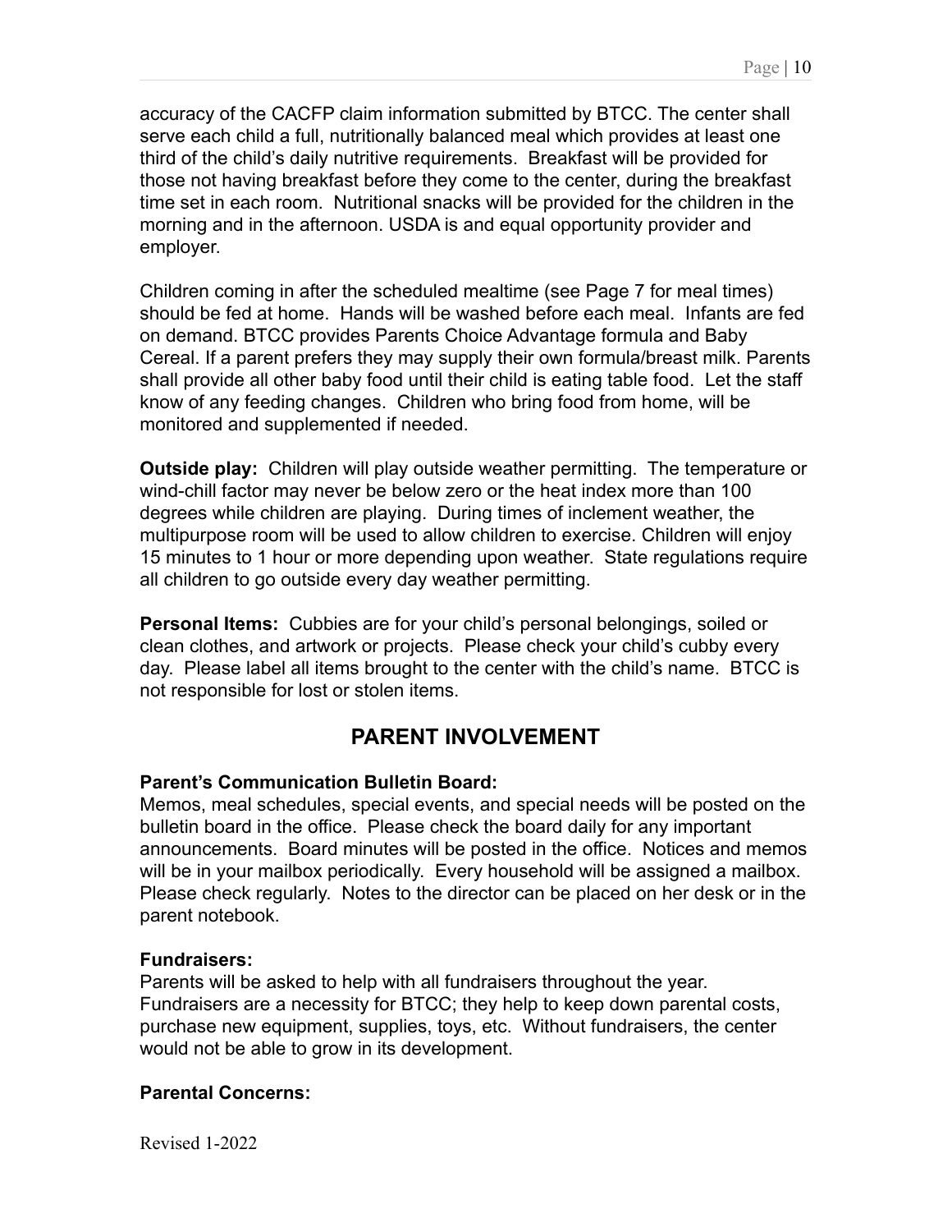accuracy of the CACFP claim information submitted by BTCC. The center shall serve each child a full, nutritionally balanced meal which provides at least one third of the child's daily nutritive requirements. Breakfast will be provided for those not having breakfast before they come to the center, during the breakfast time set in each room. Nutritional snacks will be provided for the children in the morning and in the afternoon. USDA is and equal opportunity provider and employer.

Children coming in after the scheduled mealtime (see Page 7 for meal times) should be fed at home. Hands will be washed before each meal. Infants are fed on demand. BTCC provides Parents Choice Advantage formula and Baby Cereal. If a parent prefers they may supply their own formula/breast milk. Parents shall provide all other baby food until their child is eating table food. Let the staff know of any feeding changes. Children who bring food from home, will be monitored and supplemented if needed.

**Outside play:** Children will play outside weather permitting. The temperature or wind-chill factor may never be below zero or the heat index more than 100 degrees while children are playing. During times of inclement weather, the multipurpose room will be used to allow children to exercise. Children will enjoy 15 minutes to 1 hour or more depending upon weather. State regulations require all children to go outside every day weather permitting.

**Personal Items:** Cubbies are for your child's personal belongings, soiled or clean clothes, and artwork or projects. Please check your child's cubby every day. Please label all items brought to the center with the child's name. BTCC is not responsible for lost or stolen items.

## PARENT INVOLVEMENT

**Parent's Communication Bulletin Board:**
Memos, meal schedules, special events, and special needs will be posted on the bulletin board in the office. Please check the board daily for any important announcements. Board minutes will be posted in the office. Notices and memos will be in your mailbox periodically. Every household will be assigned a mailbox. Please check regularly. Notes to the director can be placed on her desk or in the parent notebook.

**Fundraisers:**
Parents will be asked to help with all fundraisers throughout the year. Fundraisers are a necessity for BTCC; they help to keep down parental costs, purchase new equipment, supplies, toys, etc. Without fundraisers, the center would not be able to grow in its development.

**Parental Concerns:**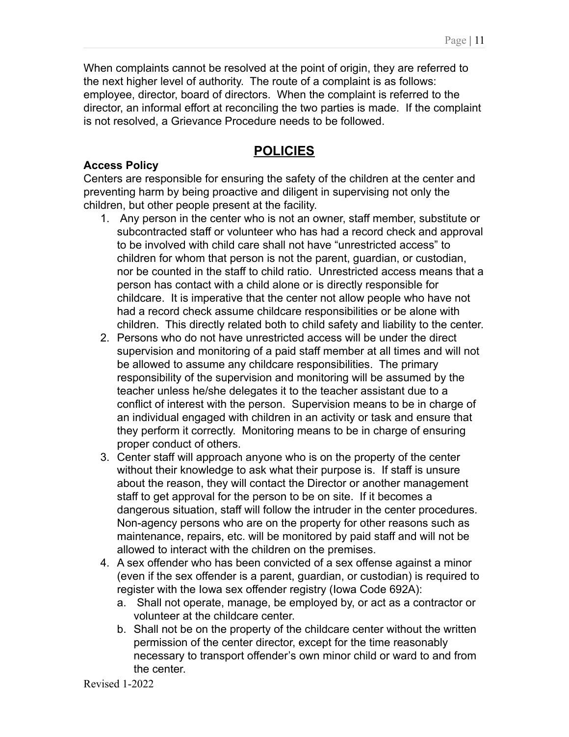When complaints cannot be resolved at the point of origin, they are referred to the next higher level of authority. The route of a complaint is as follows: employee, director, board of directors. When the complaint is referred to the director, an informal effort at reconciling the two parties is made. If the complaint is not resolved, a Grievance Procedure needs to be followed.

## POLICIES

**Access Policy**

Centers are responsible for ensuring the safety of the children at the center and preventing harm by being proactive and diligent in supervising not only the children, but other people present at the facility.

1. Any person in the center who is not an owner, staff member, substitute or subcontracted staff or volunteer who has had a record check and approval to be involved with child care shall not have "unrestricted access" to children for whom that person is not the parent, guardian, or custodian, nor be counted in the staff to child ratio. Unrestricted access means that a person has contact with a child alone or is directly responsible for childcare. It is imperative that the center not allow people who have not had a record check assume childcare responsibilities or be alone with children. This directly related both to child safety and liability to the center.
2. Persons who do not have unrestricted access will be under the direct supervision and monitoring of a paid staff member at all times and will not be allowed to assume any childcare responsibilities. The primary responsibility of the supervision and monitoring will be assumed by the teacher unless he/she delegates it to the teacher assistant due to a conflict of interest with the person. Supervision means to be in charge of an individual engaged with children in an activity or task and ensure that they perform it correctly. Monitoring means to be in charge of ensuring proper conduct of others.
3. Center staff will approach anyone who is on the property of the center without their knowledge to ask what their purpose is. If staff is unsure about the reason, they will contact the Director or another management staff to get approval for the person to be on site. If it becomes a dangerous situation, staff will follow the intruder in the center procedures. Non-agency persons who are on the property for other reasons such as maintenance, repairs, etc. will be monitored by paid staff and will not be allowed to interact with the children on the premises.
4. A sex offender who has been convicted of a sex offense against a minor (even if the sex offender is a parent, guardian, or custodian) is required to register with the Iowa sex offender registry (Iowa Code 692A):
   a. Shall not operate, manage, be employed by, or act as a contractor or volunteer at the childcare center.
   b. Shall not be on the property of the childcare center without the written permission of the center director, except for the time reasonably necessary to transport offender's own minor child or ward to and from the center.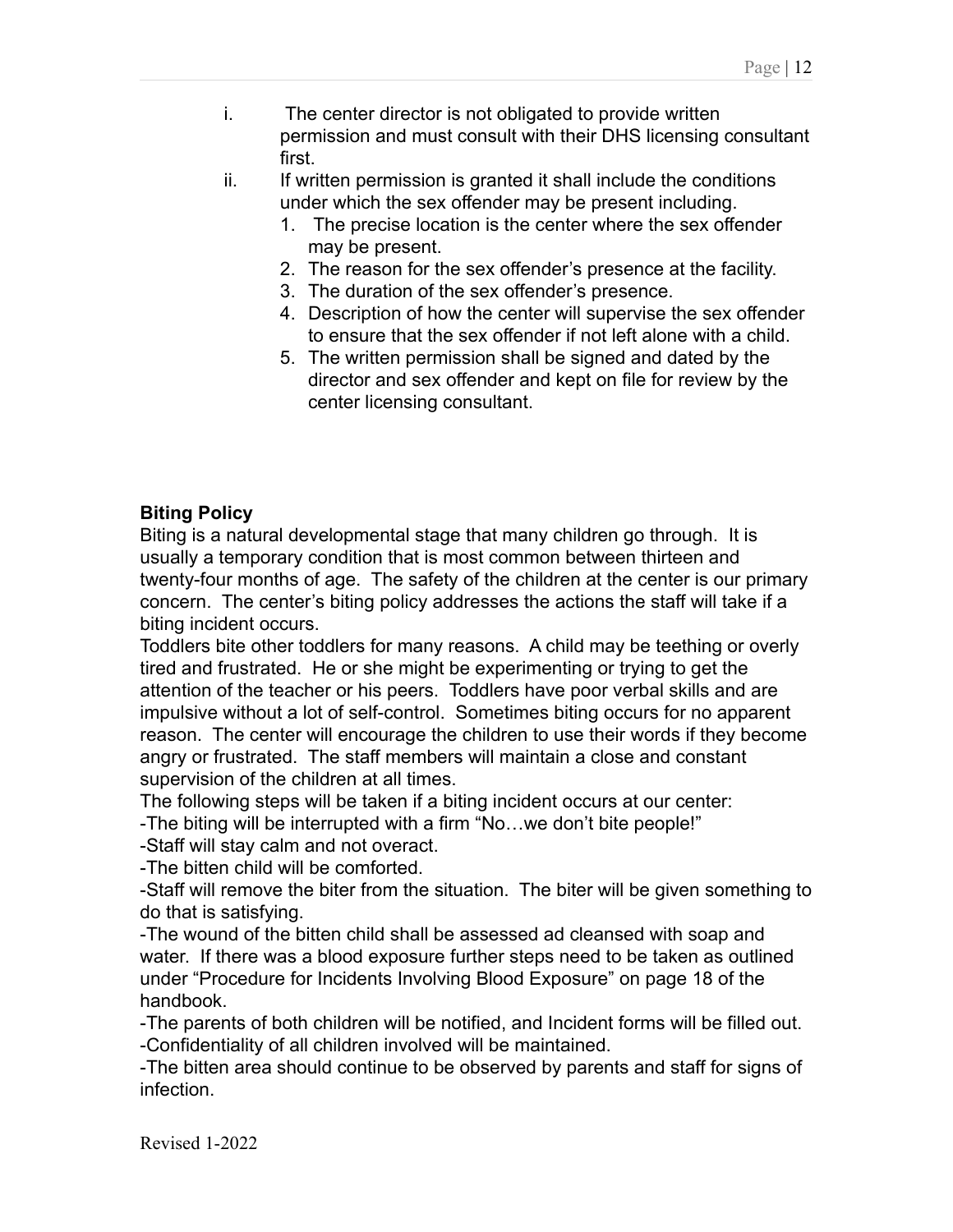i. The center director is not obligated to provide written permission and must consult with their DHS licensing consultant first.

ii. If written permission is granted it shall include the conditions under which the sex offender may be present including.

1. The precise location is the center where the sex offender may be present.
2. The reason for the sex offender's presence at the facility.
3. The duration of the sex offender's presence.
4. Description of how the center will supervise the sex offender to ensure that the sex offender if not left alone with a child.
5. The written permission shall be signed and dated by the director and sex offender and kept on file for review by the center licensing consultant.

**Biting Policy**

Biting is a natural developmental stage that many children go through. It is usually a temporary condition that is most common between thirteen and twenty-four months of age. The safety of the children at the center is our primary concern. The center's biting policy addresses the actions the staff will take if a biting incident occurs.

Toddlers bite other toddlers for many reasons. A child may be teething or overly tired and frustrated. He or she might be experimenting or trying to get the attention of the teacher or his peers. Toddlers have poor verbal skills and are impulsive without a lot of self-control. Sometimes biting occurs for no apparent reason. The center will encourage the children to use their words if they become angry or frustrated. The staff members will maintain a close and constant supervision of the children at all times.

The following steps will be taken if a biting incident occurs at our center:

-The biting will be interrupted with a firm "No…we don't bite people!"

-Staff will stay calm and not overact.

-The bitten child will be comforted.

-Staff will remove the biter from the situation. The biter will be given something to do that is satisfying.

-The wound of the bitten child shall be assessed ad cleansed with soap and water. If there was a blood exposure further steps need to be taken as outlined under "Procedure for Incidents Involving Blood Exposure" on page 18 of the handbook.

-The parents of both children will be notified, and Incident forms will be filled out.

-Confidentiality of all children involved will be maintained.

-The bitten area should continue to be observed by parents and staff for signs of infection.

Revised 1-2022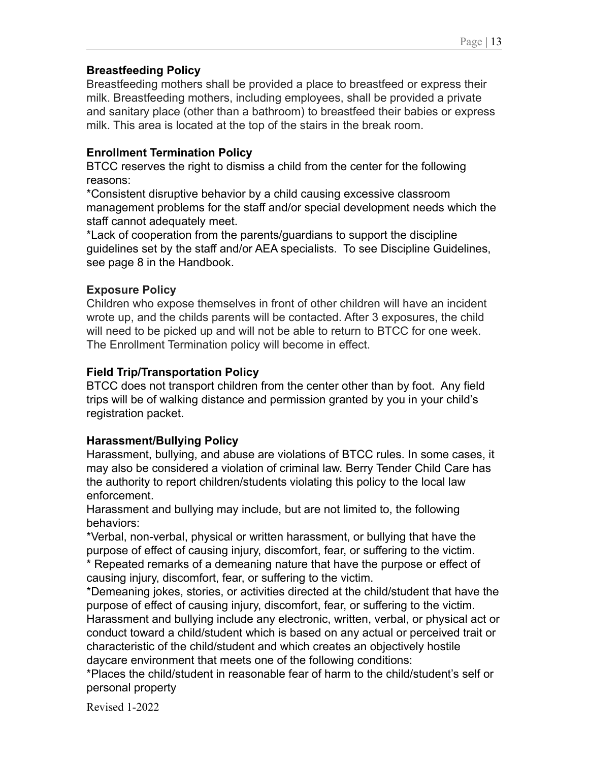**Breastfeeding Policy**
Breastfeeding mothers shall be provided a place to breastfeed or express their milk. Breastfeeding mothers, including employees, shall be provided a private and sanitary place (other than a bathroom) to breastfeed their babies or express milk. This area is located at the top of the stairs in the break room.

**Enrollment Termination Policy**
BTCC reserves the right to dismiss a child from the center for the following reasons:
*Consistent disruptive behavior by a child causing excessive classroom management problems for the staff and/or special development needs which the staff cannot adequately meet.
*Lack of cooperation from the parents/guardians to support the discipline guidelines set by the staff and/or AEA specialists. To see Discipline Guidelines, see page 8 in the Handbook.

**Exposure Policy**
Children who expose themselves in front of other children will have an incident wrote up, and the childs parents will be contacted. After 3 exposures, the child will need to be picked up and will not be able to return to BTCC for one week. The Enrollment Termination policy will become in effect.

**Field Trip/Transportation Policy**
BTCC does not transport children from the center other than by foot. Any field trips will be of walking distance and permission granted by you in your child's registration packet.

**Harassment/Bullying Policy**
Harassment, bullying, and abuse are violations of BTCC rules. In some cases, it may also be considered a violation of criminal law. Berry Tender Child Care has the authority to report children/students violating this policy to the local law enforcement.
Harassment and bullying may include, but are not limited to, the following behaviors:
*Verbal, non-verbal, physical or written harassment, or bullying that have the purpose of effect of causing injury, discomfort, fear, or suffering to the victim.
* Repeated remarks of a demeaning nature that have the purpose or effect of causing injury, discomfort, fear, or suffering to the victim.
*Demeaning jokes, stories, or activities directed at the child/student that have the purpose of effect of causing injury, discomfort, fear, or suffering to the victim.
Harassment and bullying include any electronic, written, verbal, or physical act or conduct toward a child/student which is based on any actual or perceived trait or characteristic of the child/student and which creates an objectively hostile daycare environment that meets one of the following conditions:
*Places the child/student in reasonable fear of harm to the child/student's self or personal property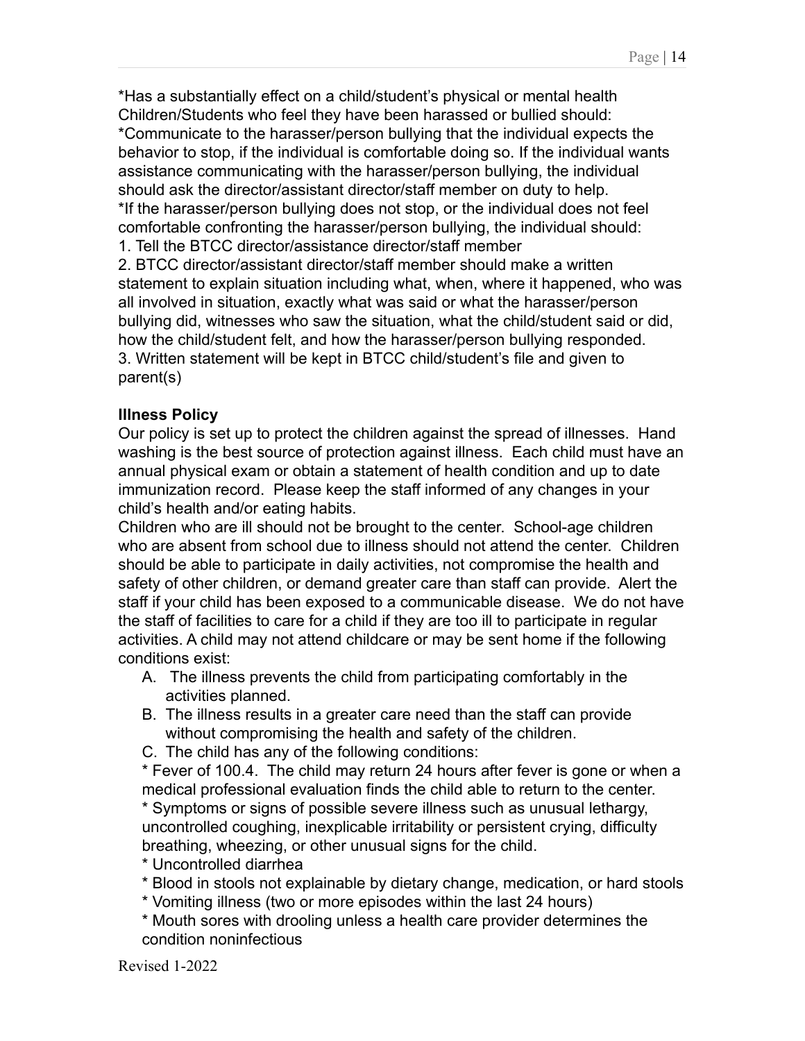*Has a substantially effect on a child/student's physical or mental health
Children/Students who feel they have been harassed or bullied should:
*Communicate to the harasser/person bullying that the individual expects the behavior to stop, if the individual is comfortable doing so. If the individual wants assistance communicating with the harasser/person bullying, the individual should ask the director/assistant director/staff member on duty to help.
*If the harasser/person bullying does not stop, or the individual does not feel comfortable confronting the harasser/person bullying, the individual should:
1. Tell the BTCC director/assistance director/staff member
2. BTCC director/assistant director/staff member should make a written statement to explain situation including what, when, where it happened, who was all involved in situation, exactly what was said or what the harasser/person bullying did, witnesses who saw the situation, what the child/student said or did, how the child/student felt, and how the harasser/person bullying responded.
3. Written statement will be kept in BTCC child/student's file and given to parent(s)

**Illness Policy**
Our policy is set up to protect the children against the spread of illnesses. Hand washing is the best source of protection against illness. Each child must have an annual physical exam or obtain a statement of health condition and up to date immunization record. Please keep the staff informed of any changes in your child's health and/or eating habits.
Children who are ill should not be brought to the center. School-age children who are absent from school due to illness should not attend the center. Children should be able to participate in daily activities, not compromise the health and safety of other children, or demand greater care than staff can provide. Alert the staff if your child has been exposed to a communicable disease. We do not have the staff of facilities to care for a child if they are too ill to participate in regular activities. A child may not attend childcare or may be sent home if the following conditions exist:

A. The illness prevents the child from participating comfortably in the activities planned.
B. The illness results in a greater care need than the staff can provide without compromising the health and safety of the children.
C. The child has any of the following conditions:

* Fever of 100.4. The child may return 24 hours after fever is gone or when a medical professional evaluation finds the child able to return to the center.
* Symptoms or signs of possible severe illness such as unusual lethargy, uncontrolled coughing, inexplicable irritability or persistent crying, difficulty breathing, wheezing, or other unusual signs for the child.
* Uncontrolled diarrhea
* Blood in stools not explainable by dietary change, medication, or hard stools
* Vomiting illness (two or more episodes within the last 24 hours)
* Mouth sores with drooling unless a health care provider determines the condition noninfectious

Revised 1-2022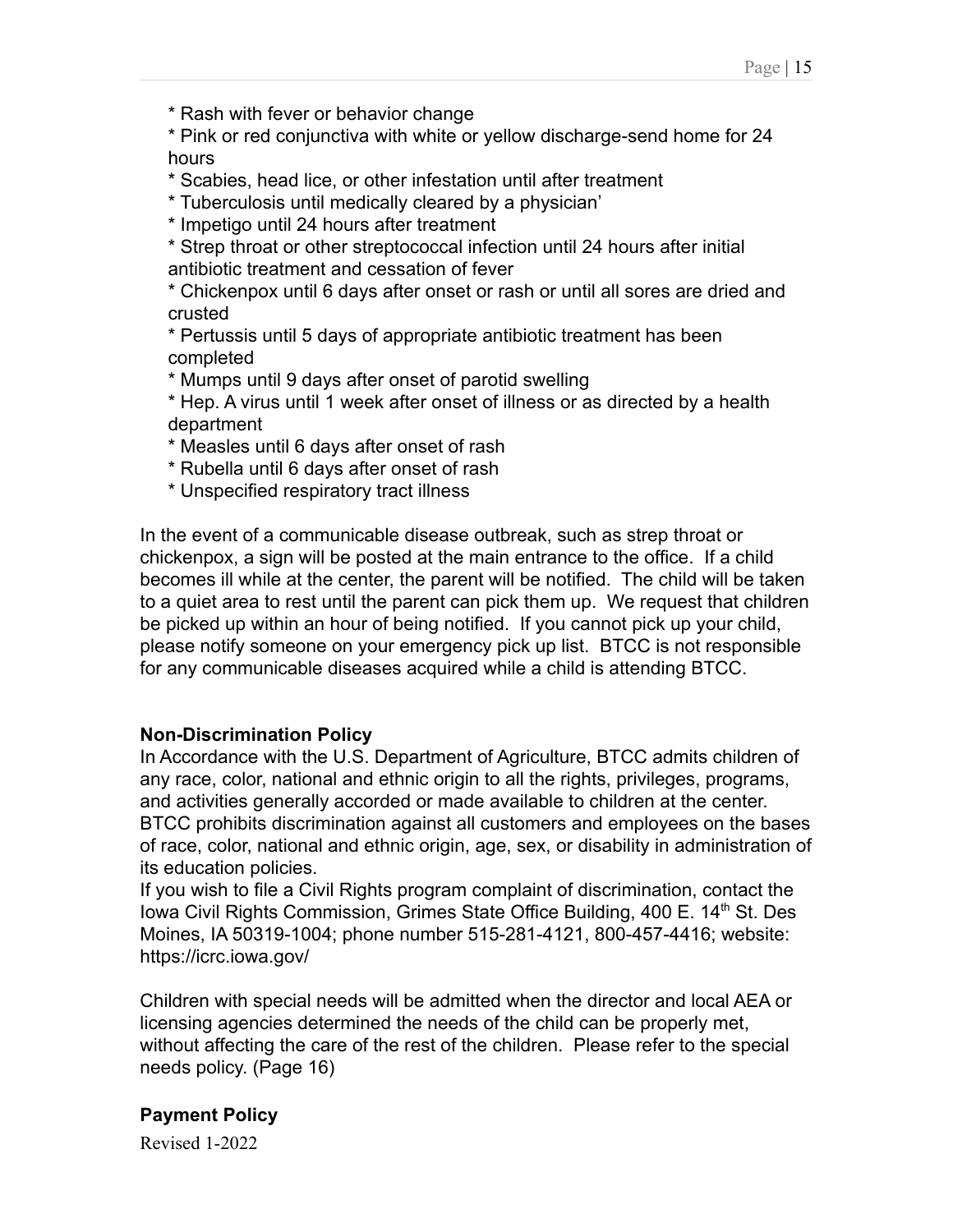* Rash with fever or behavior change
* Pink or red conjunctiva with white or yellow discharge-send home for 24 hours
* Scabies, head lice, or other infestation until after treatment
* Tuberculosis until medically cleared by a physician'
* Impetigo until 24 hours after treatment
* Strep throat or other streptococcal infection until 24 hours after initial antibiotic treatment and cessation of fever
* Chickenpox until 6 days after onset or rash or until all sores are dried and crusted
* Pertussis until 5 days of appropriate antibiotic treatment has been completed
* Mumps until 9 days after onset of parotid swelling
* Hep. A virus until 1 week after onset of illness or as directed by a health department
* Measles until 6 days after onset of rash
* Rubella until 6 days after onset of rash
* Unspecified respiratory tract illness

In the event of a communicable disease outbreak, such as strep throat or chickenpox, a sign will be posted at the main entrance to the office. If a child becomes ill while at the center, the parent will be notified. The child will be taken to a quiet area to rest until the parent can pick them up. We request that children be picked up within an hour of being notified. If you cannot pick up your child, please notify someone on your emergency pick up list. BTCC is not responsible for any communicable diseases acquired while a child is attending BTCC.

**Non-Discrimination Policy**

In Accordance with the U.S. Department of Agriculture, BTCC admits children of any race, color, national and ethnic origin to all the rights, privileges, programs, and activities generally accorded or made available to children at the center. BTCC prohibits discrimination against all customers and employees on the bases of race, color, national and ethnic origin, age, sex, or disability in administration of its education policies.

If you wish to file a Civil Rights program complaint of discrimination, contact the Iowa Civil Rights Commission, Grimes State Office Building, 400 E. 14th St. Des Moines, IA 50319-1004; phone number 515-281-4121, 800-457-4416; website: https://icrc.iowa.gov/

Children with special needs will be admitted when the director and local AEA or licensing agencies determined the needs of the child can be properly met, without affecting the care of the rest of the children. Please refer to the special needs policy. (Page 16)

**Payment Policy**

Revised 1-2022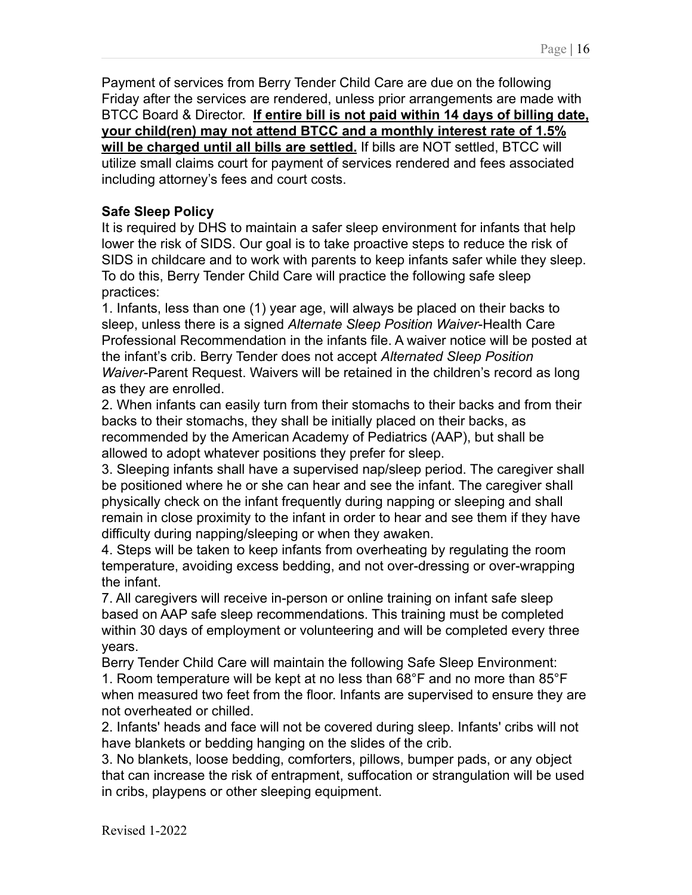Payment of services from Berry Tender Child Care are due on the following Friday after the services are rendered, unless prior arrangements are made with BTCC Board & Director. **If entire bill is not paid within 14 days of billing date, your child(ren) may not attend BTCC and a monthly interest rate of 1.5% will be charged until all bills are settled.** If bills are NOT settled, BTCC will utilize small claims court for payment of services rendered and fees associated including attorney's fees and court costs.

**Safe Sleep Policy**

It is required by DHS to maintain a safer sleep environment for infants that help lower the risk of SIDS. Our goal is to take proactive steps to reduce the risk of SIDS in childcare and to work with parents to keep infants safer while they sleep. To do this, Berry Tender Child Care will practice the following safe sleep practices:

1. Infants, less than one (1) year age, will always be placed on their backs to sleep, unless there is a signed *Alternate Sleep Position Waiver*-Health Care Professional Recommendation in the infants file. A waiver notice will be posted at the infant's crib. Berry Tender does not accept *Alternated Sleep Position Waiver*-Parent Request. Waivers will be retained in the children's record as long as they are enrolled.
2. When infants can easily turn from their stomachs to their backs and from their backs to their stomachs, they shall be initially placed on their backs, as recommended by the American Academy of Pediatrics (AAP), but shall be allowed to adopt whatever positions they prefer for sleep.
3. Sleeping infants shall have a supervised nap/sleep period. The caregiver shall be positioned where he or she can hear and see the infant. The caregiver shall physically check on the infant frequently during napping or sleeping and shall remain in close proximity to the infant in order to hear and see them if they have difficulty during napping/sleeping or when they awaken.
4. Steps will be taken to keep infants from overheating by regulating the room temperature, avoiding excess bedding, and not over-dressing or over-wrapping the infant.

7. All caregivers will receive in-person or online training on infant safe sleep based on AAP safe sleep recommendations. This training must be completed within 30 days of employment or volunteering and will be completed every three years.

Berry Tender Child Care will maintain the following Safe Sleep Environment:

1. Room temperature will be kept at no less than 68°F and no more than 85°F when measured two feet from the floor. Infants are supervised to ensure they are not overheated or chilled.
2. Infants' heads and face will not be covered during sleep. Infants' cribs will not have blankets or bedding hanging on the slides of the crib.
3. No blankets, loose bedding, comforters, pillows, bumper pads, or any object that can increase the risk of entrapment, suffocation or strangulation will be used in cribs, playpens or other sleeping equipment.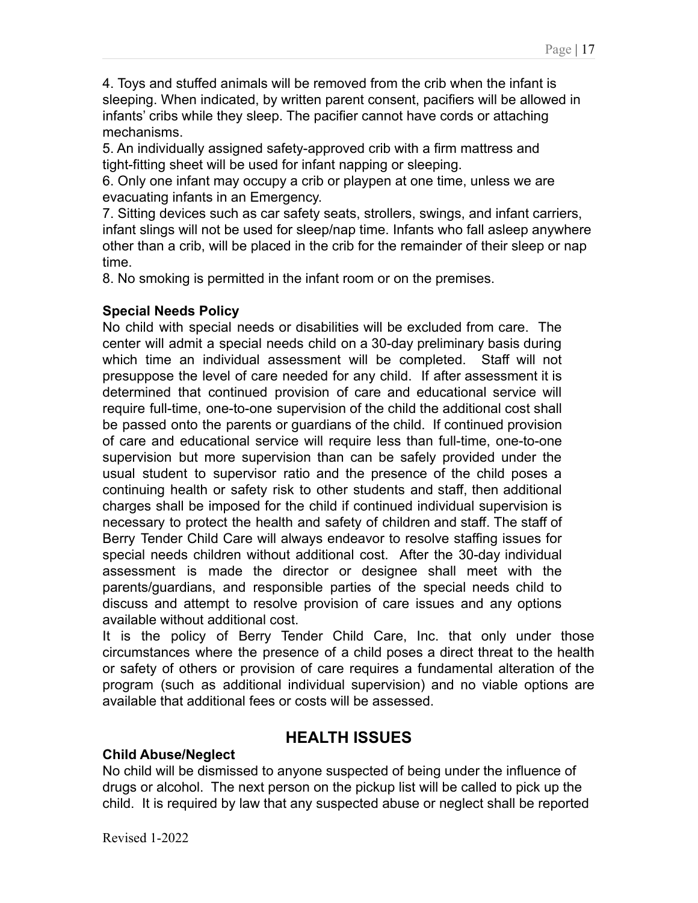4. Toys and stuffed animals will be removed from the crib when the infant is sleeping. When indicated, by written parent consent, pacifiers will be allowed in infants' cribs while they sleep. The pacifier cannot have cords or attaching mechanisms.
5. An individually assigned safety-approved crib with a firm mattress and tight-fitting sheet will be used for infant napping or sleeping.
6. Only one infant may occupy a crib or playpen at one time, unless we are evacuating infants in an Emergency.
7. Sitting devices such as car safety seats, strollers, swings, and infant carriers, infant slings will not be used for sleep/nap time. Infants who fall asleep anywhere other than a crib, will be placed in the crib for the remainder of their sleep or nap time.
8. No smoking is permitted in the infant room or on the premises.

**Special Needs Policy**

No child with special needs or disabilities will be excluded from care. The center will admit a special needs child on a 30-day preliminary basis during which time an individual assessment will be completed. Staff will not presuppose the level of care needed for any child. If after assessment it is determined that continued provision of care and educational service will require full-time, one-to-one supervision of the child the additional cost shall be passed onto the parents or guardians of the child. If continued provision of care and educational service will require less than full-time, one-to-one supervision but more supervision than can be safely provided under the usual student to supervisor ratio and the presence of the child poses a continuing health or safety risk to other students and staff, then additional charges shall be imposed for the child if continued individual supervision is necessary to protect the health and safety of children and staff. The staff of Berry Tender Child Care will always endeavor to resolve staffing issues for special needs children without additional cost. After the 30-day individual assessment is made the director or designee shall meet with the parents/guardians, and responsible parties of the special needs child to discuss and attempt to resolve provision of care issues and any options available without additional cost.

It is the policy of Berry Tender Child Care, Inc. that only under those circumstances where the presence of a child poses a direct threat to the health or safety of others or provision of care requires a fundamental alteration of the program (such as additional individual supervision) and no viable options are available that additional fees or costs will be assessed.

## HEALTH ISSUES

**Child Abuse/Neglect**

No child will be dismissed to anyone suspected of being under the influence of drugs or alcohol. The next person on the pickup list will be called to pick up the child. It is required by law that any suspected abuse or neglect shall be reported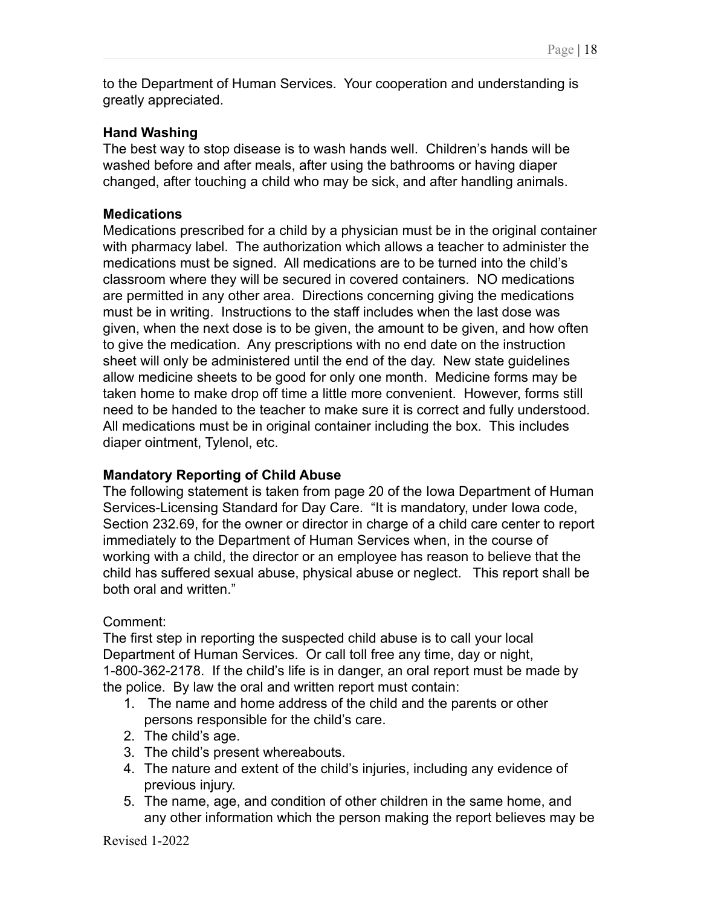to the Department of Human Services. Your cooperation and understanding is greatly appreciated.

**Hand Washing**
The best way to stop disease is to wash hands well. Children's hands will be washed before and after meals, after using the bathrooms or having diaper changed, after touching a child who may be sick, and after handling animals.

**Medications**
Medications prescribed for a child by a physician must be in the original container with pharmacy label. The authorization which allows a teacher to administer the medications must be signed. All medications are to be turned into the child's classroom where they will be secured in covered containers. NO medications are permitted in any other area. Directions concerning giving the medications must be in writing. Instructions to the staff includes when the last dose was given, when the next dose is to be given, the amount to be given, and how often to give the medication. Any prescriptions with no end date on the instruction sheet will only be administered until the end of the day. New state guidelines allow medicine sheets to be good for only one month. Medicine forms may be taken home to make drop off time a little more convenient. However, forms still need to be handed to the teacher to make sure it is correct and fully understood. All medications must be in original container including the box. This includes diaper ointment, Tylenol, etc.

**Mandatory Reporting of Child Abuse**
The following statement is taken from page 20 of the Iowa Department of Human Services-Licensing Standard for Day Care. "It is mandatory, under Iowa code, Section 232.69, for the owner or director in charge of a child care center to report immediately to the Department of Human Services when, in the course of working with a child, the director or an employee has reason to believe that the child has suffered sexual abuse, physical abuse or neglect. This report shall be both oral and written."

Comment:
The first step in reporting the suspected child abuse is to call your local Department of Human Services. Or call toll free any time, day or night, 1-800-362-2178. If the child's life is in danger, an oral report must be made by the police. By law the oral and written report must contain:

1. The name and home address of the child and the parents or other persons responsible for the child's care.
2. The child's age.
3. The child's present whereabouts.
4. The nature and extent of the child's injuries, including any evidence of previous injury.
5. The name, age, and condition of other children in the same home, and any other information which the person making the report believes may be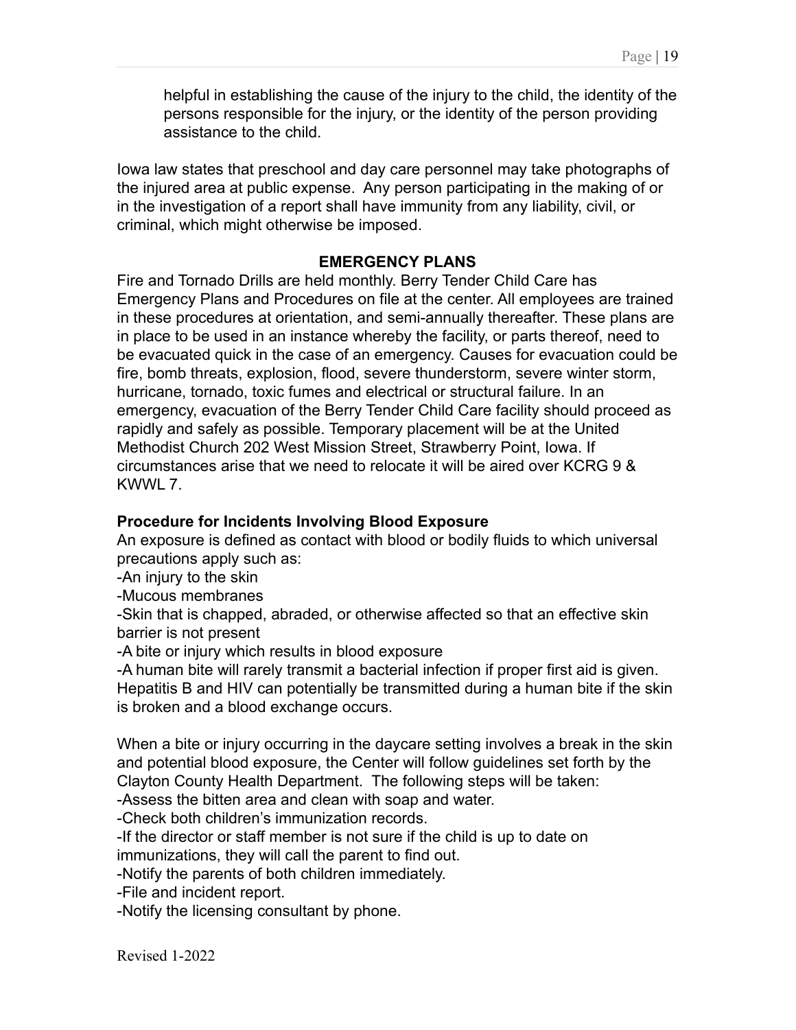helpful in establishing the cause of the injury to the child, the identity of the persons responsible for the injury, or the identity of the person providing assistance to the child.

Iowa law states that preschool and day care personnel may take photographs of the injured area at public expense. Any person participating in the making of or in the investigation of a report shall have immunity from any liability, civil, or criminal, which might otherwise be imposed.

## EMERGENCY PLANS

Fire and Tornado Drills are held monthly. Berry Tender Child Care has Emergency Plans and Procedures on file at the center. All employees are trained in these procedures at orientation, and semi-annually thereafter. These plans are in place to be used in an instance whereby the facility, or parts thereof, need to be evacuated quick in the case of an emergency. Causes for evacuation could be fire, bomb threats, explosion, flood, severe thunderstorm, severe winter storm, hurricane, tornado, toxic fumes and electrical or structural failure. In an emergency, evacuation of the Berry Tender Child Care facility should proceed as rapidly and safely as possible. Temporary placement will be at the United Methodist Church 202 West Mission Street, Strawberry Point, Iowa. If circumstances arise that we need to relocate it will be aired over KCRG 9 & KWWL 7.

**Procedure for Incidents Involving Blood Exposure**

An exposure is defined as contact with blood or bodily fluids to which universal precautions apply such as:

-An injury to the skin
-Mucous membranes
-Skin that is chapped, abraded, or otherwise affected so that an effective skin barrier is not present
-A bite or injury which results in blood exposure
-A human bite will rarely transmit a bacterial infection if proper first aid is given. Hepatitis B and HIV can potentially be transmitted during a human bite if the skin is broken and a blood exchange occurs.

When a bite or injury occurring in the daycare setting involves a break in the skin and potential blood exposure, the Center will follow guidelines set forth by the Clayton County Health Department. The following steps will be taken:

-Assess the bitten area and clean with soap and water.
-Check both children's immunization records.
-If the director or staff member is not sure if the child is up to date on immunizations, they will call the parent to find out.
-Notify the parents of both children immediately.
-File and incident report.
-Notify the licensing consultant by phone.

Revised 1-2022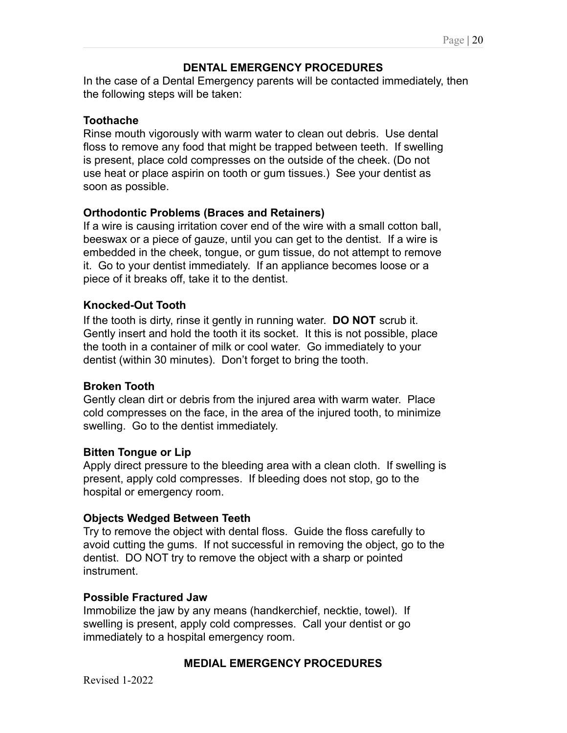## DENTAL EMERGENCY PROCEDURES

In the case of a Dental Emergency parents will be contacted immediately, then the following steps will be taken:

### Toothache

Rinse mouth vigorously with warm water to clean out debris. Use dental floss to remove any food that might be trapped between teeth. If swelling is present, place cold compresses on the outside of the cheek. (Do not use heat or place aspirin on tooth or gum tissues.) See your dentist as soon as possible.

### Orthodontic Problems (Braces and Retainers)

If a wire is causing irritation cover end of the wire with a small cotton ball, beeswax or a piece of gauze, until you can get to the dentist. If a wire is embedded in the cheek, tongue, or gum tissue, do not attempt to remove it. Go to your dentist immediately. If an appliance becomes loose or a piece of it breaks off, take it to the dentist.

### Knocked-Out Tooth

If the tooth is dirty, rinse it gently in running water. **DO NOT** scrub it. Gently insert and hold the tooth it its socket. It this is not possible, place the tooth in a container of milk or cool water. Go immediately to your dentist (within 30 minutes). Don't forget to bring the tooth.

### Broken Tooth

Gently clean dirt or debris from the injured area with warm water. Place cold compresses on the face, in the area of the injured tooth, to minimize swelling. Go to the dentist immediately.

### Bitten Tongue or Lip

Apply direct pressure to the bleeding area with a clean cloth. If swelling is present, apply cold compresses. If bleeding does not stop, go to the hospital or emergency room.

### Objects Wedged Between Teeth

Try to remove the object with dental floss. Guide the floss carefully to avoid cutting the gums. If not successful in removing the object, go to the dentist. DO NOT try to remove the object with a sharp or pointed instrument.

### Possible Fractured Jaw

Immobilize the jaw by any means (handkerchief, necktie, towel). If swelling is present, apply cold compresses. Call your dentist or go immediately to a hospital emergency room.

## MEDIAL EMERGENCY PROCEDURES

Revised 1-2022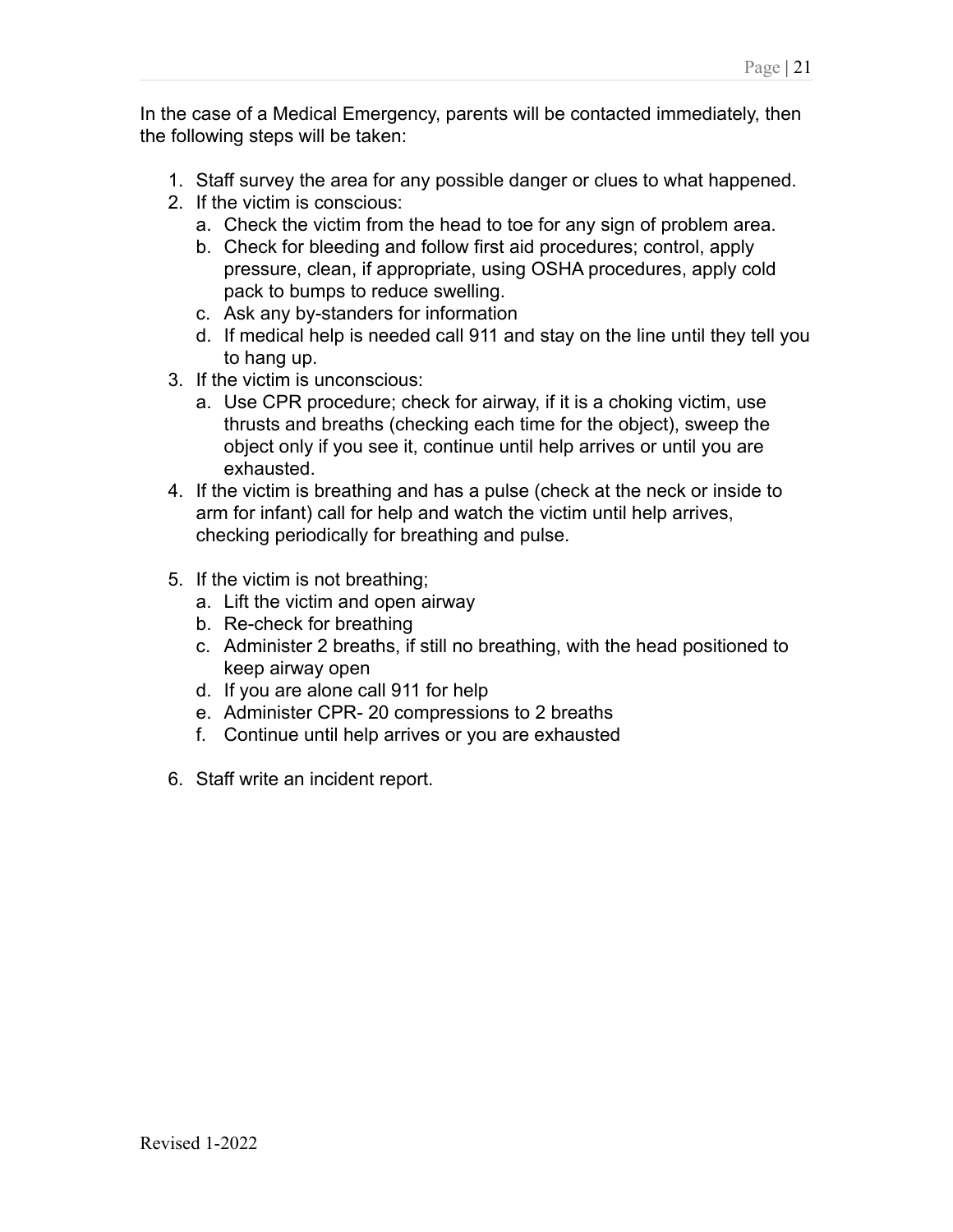In the case of a Medical Emergency, parents will be contacted immediately, then the following steps will be taken:

1. Staff survey the area for any possible danger or clues to what happened.
2. If the victim is conscious:
   a. Check the victim from the head to toe for any sign of problem area.
   b. Check for bleeding and follow first aid procedures; control, apply pressure, clean, if appropriate, using OSHA procedures, apply cold pack to bumps to reduce swelling.
   c. Ask any by-standers for information
   d. If medical help is needed call 911 and stay on the line until they tell you to hang up.
3. If the victim is unconscious:
   a. Use CPR procedure; check for airway, if it is a choking victim, use thrusts and breaths (checking each time for the object), sweep the object only if you see it, continue until help arrives or until you are exhausted.
4. If the victim is breathing and has a pulse (check at the neck or inside to arm for infant) call for help and watch the victim until help arrives, checking periodically for breathing and pulse.

5. If the victim is not breathing;
   a. Lift the victim and open airway
   b. Re-check for breathing
   c. Administer 2 breaths, if still no breathing, with the head positioned to keep airway open
   d. If you are alone call 911 for help
   e. Administer CPR- 20 compressions to 2 breaths
   f. Continue until help arrives or you are exhausted

6. Staff write an incident report.

Revised 1-2022